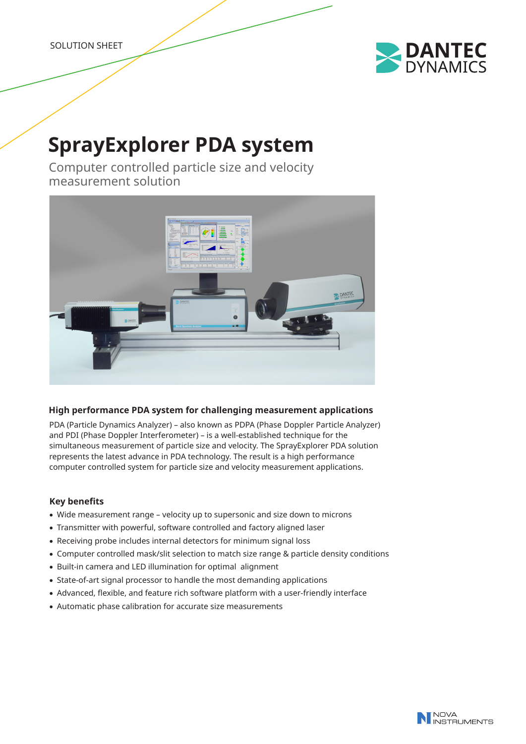SOLUTION SHEET

# SprayExplorer PDA system

Computer controlled particle size and velocity measurement solution

### High performance PDA system for challenging measurement applications

PDA (Particle Dynamics Analyzer) – also known as PDPA (Phase Doppler Particle Analyzer) and PDI (Phase Doppler Interferometer) – is a well-established technique for the simultaneous measurement of particle size and velocity. The SprayExplorer PDA solution represents the latest advance in PDA technology. The result is a high performance computer controlled system for particle size and velocity measurement applications.

### Key benefits

- Wide measurement range – velocity up to supersonic and size down to microns
- Transmitter with powerful, software controlled and factory aligned laser
- Receiving probe includes internal detectors for minimum signal loss
- Computer controlled mask/slit selection to match size range & particle density conditions
- Built-in camera and LED illumination for optimal alignment
- State-of-art signal processor to handle the most demanding applications
- Advanced, flexible, and feature rich software platform with a user-friendly interface
- Automatic phase calibration for accurate size measurements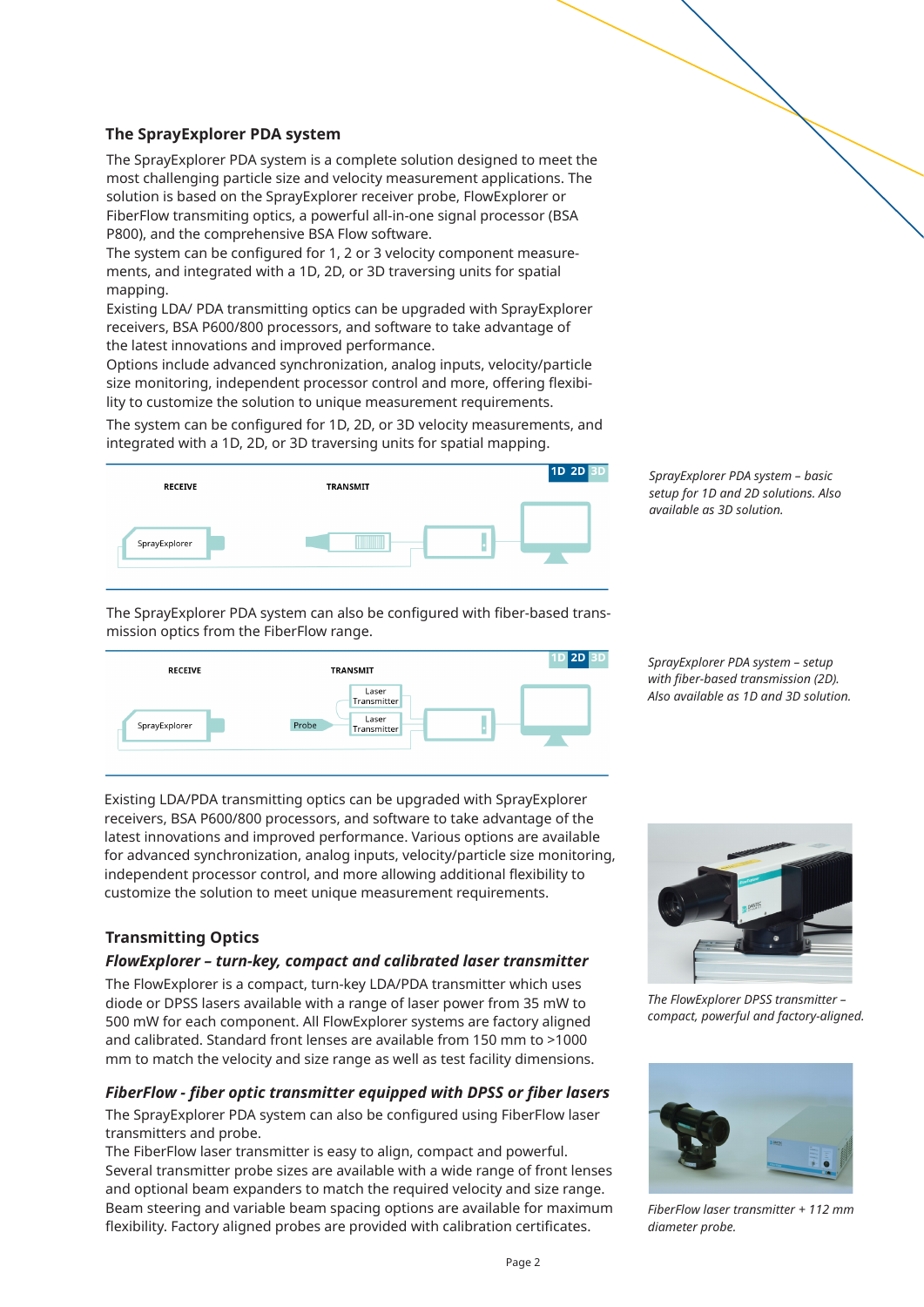## The SprayExplorer PDA system

The SprayExplorer PDA system is a complete solution designed to meet the most challenging particle size and velocity measurement applications. The solution is based on the SprayExplorer receiver probe, FlowExplorer or FiberFlow transmiting optics, a powerful all-in-one signal processor (BSA P800), and the comprehensive BSA Flow software.
The system can be configured for 1, 2 or 3 velocity component measurements, and integrated with a 1D, 2D, or 3D traversing units for spatial mapping.
Existing LDA/ PDA transmitting optics can be upgraded with SprayExplorer receivers, BSA P600/800 processors, and software to take advantage of the latest innovations and improved performance.
Options include advanced synchronization, analog inputs, velocity/particle size monitoring, independent processor control and more, offering flexibility to customize the solution to unique measurement requirements.

The system can be configured for 1D, 2D, or 3D velocity measurements, and integrated with a 1D, 2D, or 3D traversing units for spatial mapping.

RECEIVE | TRANSMIT | 1D 2D 3D

SprayExplorer

*SprayExplorer PDA system – basic setup for 1D and 2D solutions. Also available as 3D solution.*

The SprayExplorer PDA system can also be configured with fiber-based transmission optics from the FiberFlow range.

RECEIVE | TRANSMIT | 1D 2D 3D

SprayExplorer | Probe | Laser Transmitter | Laser Transmitter

*SprayExplorer PDA system – setup with fiber-based transmission (2D). Also available as 1D and 3D solution.*

Existing LDA/PDA transmitting optics can be upgraded with SprayExplorer receivers, BSA P600/800 processors, and software to take advantage of the latest innovations and improved performance. Various options are available for advanced synchronization, analog inputs, velocity/particle size monitoring, independent processor control, and more allowing additional flexibility to customize the solution to meet unique measurement requirements.

## Transmitting Optics

### *FlowExplorer – turn-key, compact and calibrated laser transmitter*

The FlowExplorer is a compact, turn-key LDA/PDA transmitter which uses diode or DPSS lasers available with a range of laser power from 35 mW to 500 mW for each component. All FlowExplorer systems are factory aligned and calibrated. Standard front lenses are available from 150 mm to >1000 mm to match the velocity and size range as well as test facility dimensions.

*The FlowExplorer DPSS transmitter – compact, powerful and factory-aligned.*

### *FiberFlow - fiber optic transmitter equipped with DPSS or fiber lasers*

The SprayExplorer PDA system can also be configured using FiberFlow laser transmitters and probe.
The FiberFlow laser transmitter is easy to align, compact and powerful. Several transmitter probe sizes are available with a wide range of front lenses and optional beam expanders to match the required velocity and size range. Beam steering and variable beam spacing options are available for maximum flexibility. Factory aligned probes are provided with calibration certificates.

*FiberFlow laser transmitter + 112 mm diameter probe.*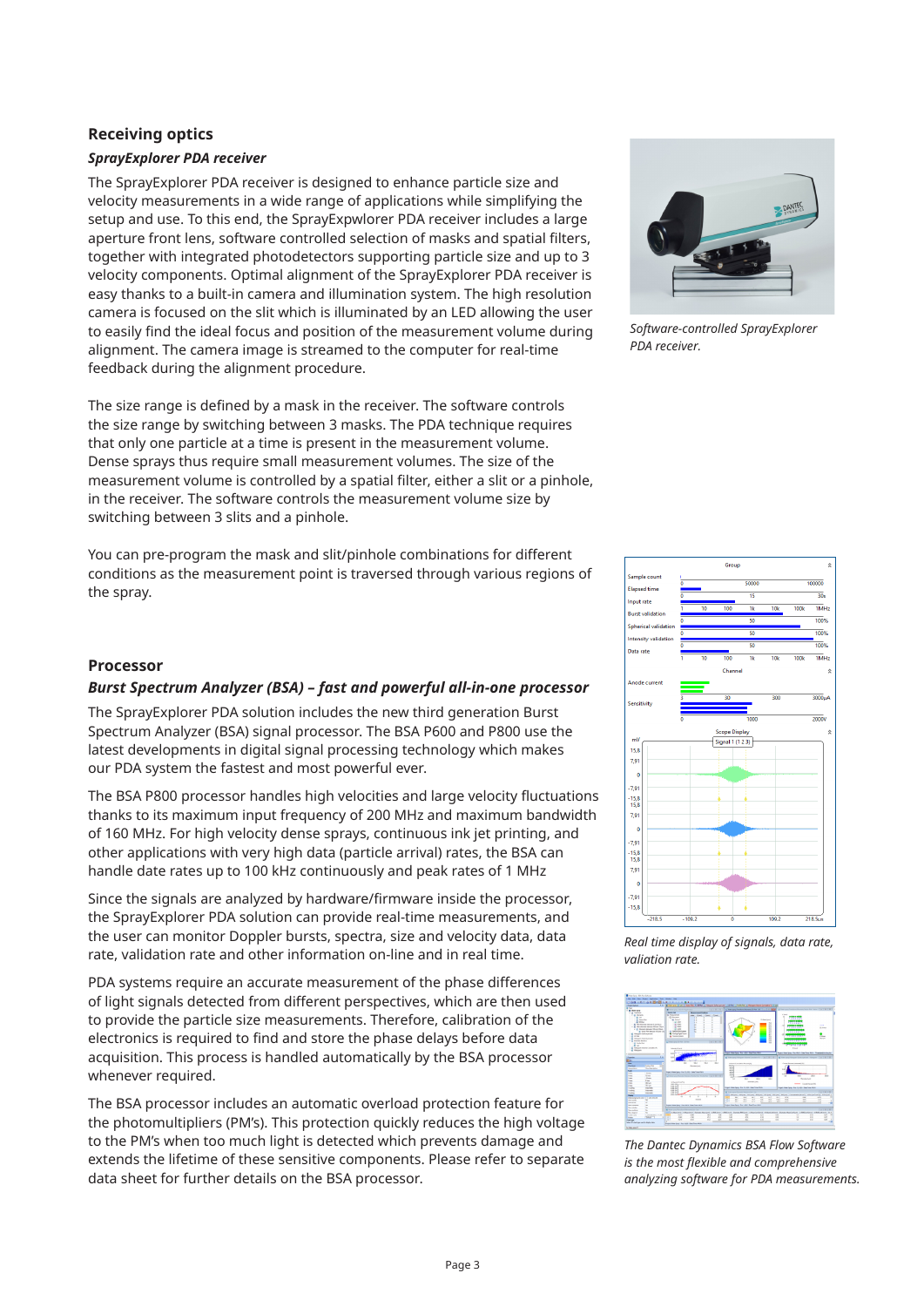## Receiving optics

### *SprayExplorer PDA receiver*

The SprayExplorer PDA receiver is designed to enhance particle size and velocity measurements in a wide range of applications while simplifying the setup and use. To this end, the SprayExpwlorer PDA receiver includes a large aperture front lens, software controlled selection of masks and spatial filters, together with integrated photodetectors supporting particle size and up to 3 velocity components. Optimal alignment of the SprayExplorer PDA receiver is easy thanks to a built-in camera and illumination system. The high resolution camera is focused on the slit which is illuminated by an LED allowing the user to easily find the ideal focus and position of the measurement volume during alignment. The camera image is streamed to the computer for real-time feedback during the alignment procedure.

The size range is defined by a mask in the receiver. The software controls the size range by switching between 3 masks. The PDA technique requires that only one particle at a time is present in the measurement volume. Dense sprays thus require small measurement volumes. The size of the measurement volume is controlled by a spatial filter, either a slit or a pinhole, in the receiver. The software controls the measurement volume size by switching between 3 slits and a pinhole.

You can pre-program the mask and slit/pinhole combinations for different conditions as the measurement point is traversed through various regions of the spray.

*Software-controlled SprayExplorer PDA receiver.*

## Processor

### *Burst Spectrum Analyzer (BSA) – fast and powerful all-in-one processor*

The SprayExplorer PDA solution includes the new third generation Burst Spectrum Analyzer (BSA) signal processor. The BSA P600 and P800 use the latest developments in digital signal processing technology which makes our PDA system the fastest and most powerful ever.

The BSA P800 processor handles high velocities and large velocity fluctuations thanks to its maximum input frequency of 200 MHz and maximum bandwidth of 160 MHz. For high velocity dense sprays, continuous ink jet printing, and other applications with very high data (particle arrival) rates, the BSA can handle date rates up to 100 kHz continuously and peak rates of 1 MHz

Since the signals are analyzed by hardware/firmware inside the processor, the SprayExplorer PDA solution can provide real-time measurements, and the user can monitor Doppler bursts, spectra, size and velocity data, data rate, validation rate and other information on-line and in real time.

PDA systems require an accurate measurement of the phase differences of light signals detected from different perspectives, which are then used to provide the particle size measurements. Therefore, calibration of the electronics is required to find and store the phase delays before data acquisition. This process is handled automatically by the BSA processor whenever required.

The BSA processor includes an automatic overload protection feature for the photomultipliers (PM's). This protection quickly reduces the high voltage to the PM's when too much light is detected which prevents damage and extends the lifetime of these sensitive components. Please refer to separate data sheet for further details on the BSA processor.

*Real time display of signals, data rate, valiation rate.*

*The Dantec Dynamics BSA Flow Software is the most flexible and comprehensive analyzing software for PDA measurements.*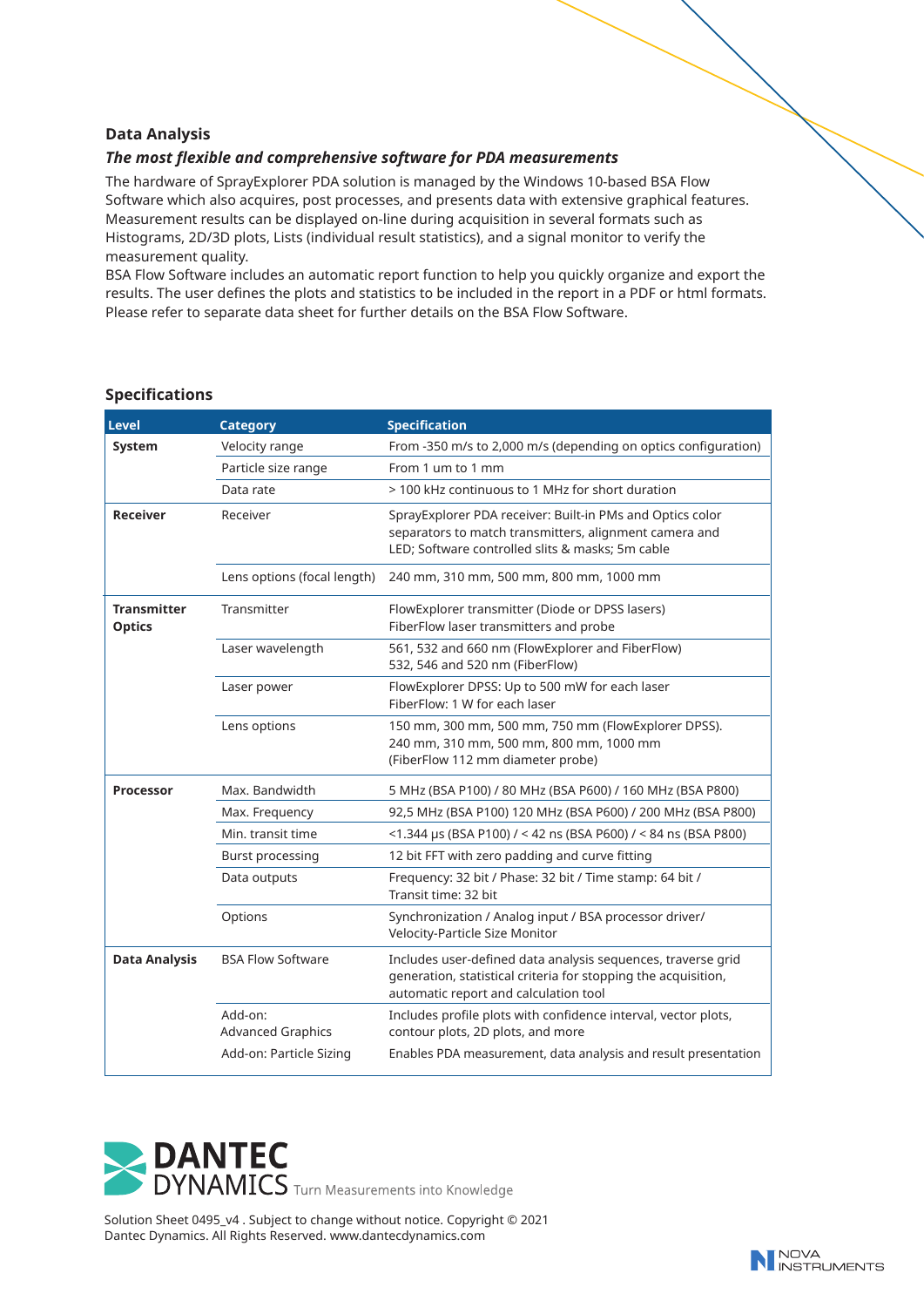## Data Analysis

***The most flexible and comprehensive software for PDA measurements***

The hardware of SprayExplorer PDA solution is managed by the Windows 10-based BSA Flow Software which also acquires, post processes, and presents data with extensive graphical features. Measurement results can be displayed on-line during acquisition in several formats such as Histograms, 2D/3D plots, Lists (individual result statistics), and a signal monitor to verify the measurement quality.

BSA Flow Software includes an automatic report function to help you quickly organize and export the results. The user defines the plots and statistics to be included in the report in a PDF or html formats. Please refer to separate data sheet for further details on the BSA Flow Software.

## Specifications

| Level | Category | Specification |
|---|---|---|
| **System** | Velocity range | From -350 m/s to 2,000 m/s (depending on optics configuration) |
| | Particle size range | From 1 um to 1 mm |
| | Data rate | > 100 kHz continuous to 1 MHz for short duration |
| **Receiver** | Receiver | SprayExplorer PDA receiver: Built-in PMs and Optics color separators to match transmitters, alignment camera and LED; Software controlled slits & masks; 5m cable |
| | Lens options (focal length) | 240 mm, 310 mm, 500 mm, 800 mm, 1000 mm |
| **Transmitter Optics** | Transmitter | FlowExplorer transmitter (Diode or DPSS lasers)<br>FiberFlow laser transmitters and probe |
| | Laser wavelength | 561, 532 and 660 nm (FlowExplorer and FiberFlow)<br>532, 546 and 520 nm (FiberFlow) |
| | Laser power | FlowExplorer DPSS: Up to 500 mW for each laser<br>FiberFlow: 1 W for each laser |
| | Lens options | 150 mm, 300 mm, 500 mm, 750 mm (FlowExplorer DPSS).<br>240 mm, 310 mm, 500 mm, 800 mm, 1000 mm<br>(FiberFlow 112 mm diameter probe) |
| **Processor** | Max. Bandwidth | 5 MHz (BSA P100) / 80 MHz (BSA P600) / 160 MHz (BSA P800) |
| | Max. Frequency | 92,5 MHz (BSA P100) 120 MHz (BSA P600) / 200 MHz (BSA P800) |
| | Min. transit time | <1.344 µs (BSA P100) / < 42 ns (BSA P600) / < 84 ns (BSA P800) |
| | Burst processing | 12 bit FFT with zero padding and curve fitting |
| | Data outputs | Frequency: 32 bit / Phase: 32 bit / Time stamp: 64 bit /<br>Transit time: 32 bit |
| | Options | Synchronization / Analog input / BSA processor driver/<br>Velocity-Particle Size Monitor |
| **Data Analysis** | BSA Flow Software | Includes user-defined data analysis sequences, traverse grid generation, statistical criteria for stopping the acquisition, automatic report and calculation tool |
| | Add-on:<br>Advanced Graphics | Includes profile plots with confidence interval, vector plots, contour plots, 2D plots, and more |
| | Add-on: Particle Sizing | Enables PDA measurement, data analysis and result presentation |

DANTEC DYNAMICS Turn Measurements into Knowledge

Solution Sheet 0495_v4 . Subject to change without notice. Copyright © 2021 Dantec Dynamics. All Rights Reserved. www.dantecdynamics.com

NOVA INSTRUMENTS